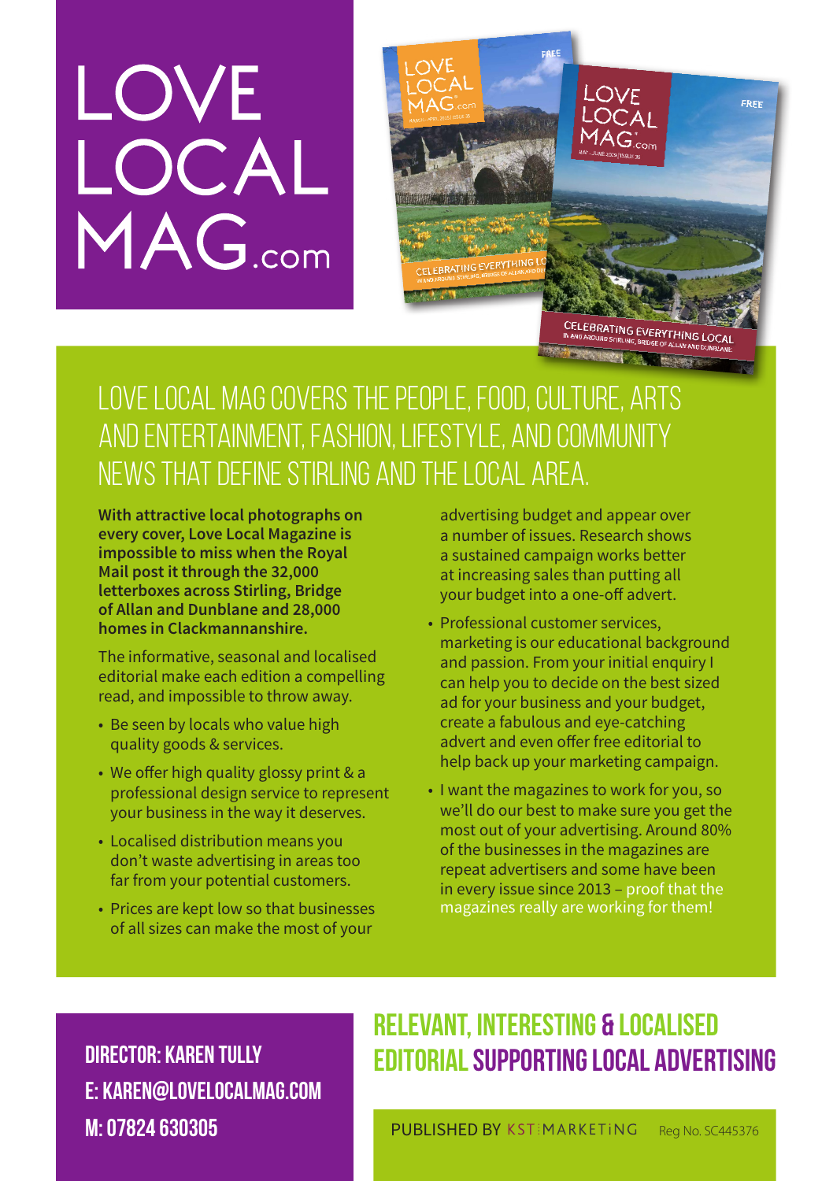# LOVE LOCAL MAG.com

## LOVE LOCAL MAG COVERS THE PEOPLE, FOOD, CULTURE, ARTS AND ENTERTAINMENT, FASHION, LIFESTYLE, AND COMMUNITY NEWS THAT DEFINE STIRLING AND THE LOCAL AREA.

**With attractive local photographs on every cover, Love Local Magazine is impossible to miss when the Royal Mail post it through the 32,000 letterboxes across Stirling, Bridge of Allan and Dunblane and 28,000 homes in Clackmannanshire.**

The informative, seasonal and localised editorial make each edition a compelling read, and impossible to throw away.

- Be seen by locals who value high quality goods & services.
- We offer high quality glossy print & a professional design service to represent your business in the way it deserves.
- Localised distribution means you don't waste advertising in areas too far from your potential customers.
- Prices are kept low so that businesses of all sizes can make the most of your advertising budget and appear over a number of issues. Research shows a sustained campaign works better at increasing sales than putting all your budget into a one-off advert.
- Professional customer services, marketing is our educational background and passion. From your initial enquiry I can help you to decide on the best sized ad for your business and your budget, create a fabulous and eye-catching advert and even offer free editorial to help back up your marketing campaign.
- I want the magazines to work for you, so we'll do our best to make sure you get the most out of your advertising. Around 80% of the businesses in the magazines are repeat advertisers and some have been in every issue since 2013 – proof that the magazines really are working for them!

**DIRECTOR: KAREN TULLY**
**E: KAREN@LOVELOCALMAG.COM**
**M: 07824 630305**

## RELEVANT, INTERESTING & LOCALISED EDITORIAL SUPPORTING LOCAL ADVERTISING

PUBLISHED BY KST MARKETING Reg No. SC445376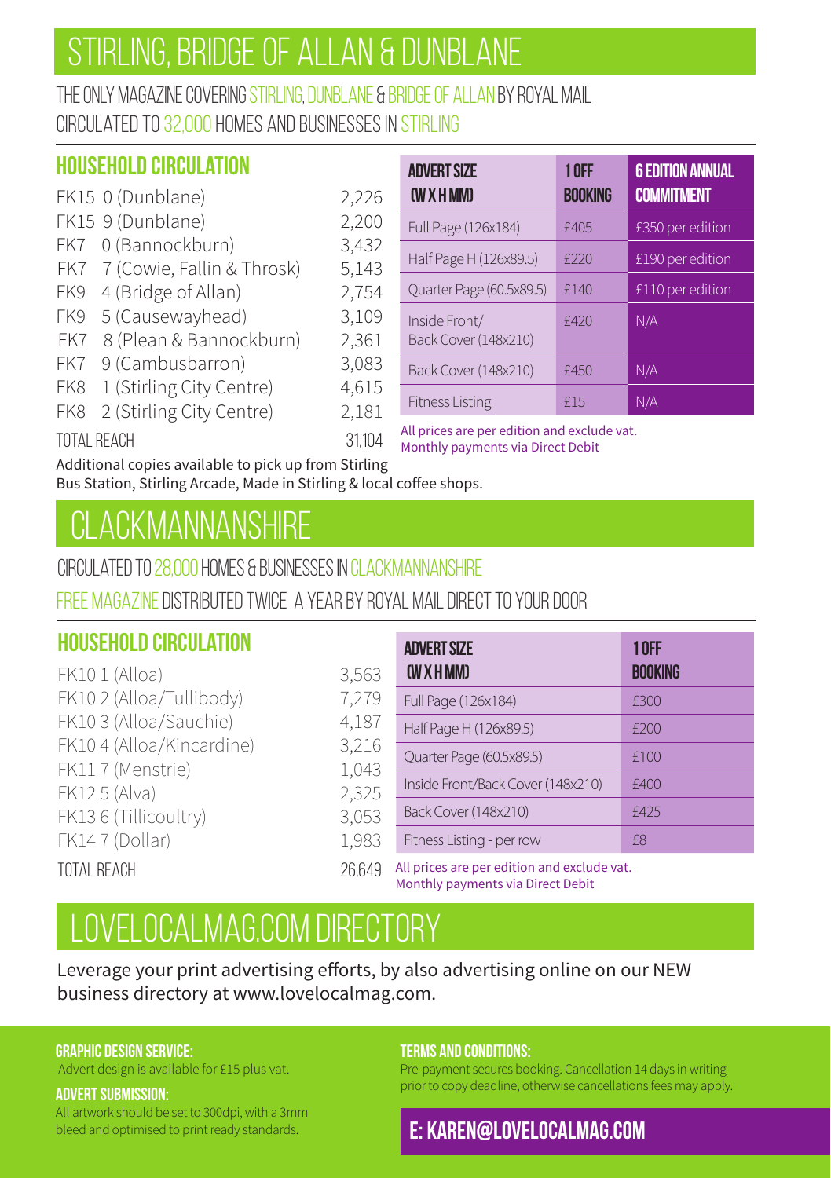# STIRLING, BRIDGE OF ALLAN & DUNBLANE

THE ONLY MAGAZINE COVERING STIRLING, DUNBLANE & BRIDGE OF ALLAN BY ROYAL MAIL
CIRCULATED TO 32,000 HOMES AND BUSINESSES IN STIRLING

## HOUSEHOLD CIRCULATION

| | |
|---|---|
| FK15 0 (Dunblane) | 2,226 |
| FK15 9 (Dunblane) | 2,200 |
| FK7 0 (Bannockburn) | 3,432 |
| FK7 7 (Cowie, Fallin & Throsk) | 5,143 |
| FK9 4 (Bridge of Allan) | 2,754 |
| FK9 5 (Causewayhead) | 3,109 |
| FK7 8 (Plean & Bannockburn) | 2,361 |
| FK7 9 (Cambusbarron) | 3,083 |
| FK8 1 (Stirling City Centre) | 4,615 |
| FK8 2 (Stirling City Centre) | 2,181 |
| TOTAL REACH | 31,104 |

| ADVERT SIZE (W X H MM) | 1 OFF BOOKING | 6 EDITION ANNUAL COMMITMENT |
|---|---|---|
| Full Page (126x184) | £405 | £350 per edition |
| Half Page H (126x89.5) | £220 | £190 per edition |
| Quarter Page (60.5x89.5) | £140 | £110 per edition |
| Inside Front/ Back Cover (148x210) | £420 | N/A |
| Back Cover (148x210) | £450 | N/A |
| Fitness Listing | £15 | N/A |

All prices are per edition and exclude vat.
Monthly payments via Direct Debit

Additional copies available to pick up from Stirling Bus Station, Stirling Arcade, Made in Stirling & local coffee shops.

# CLACKMANNANSHIRE

CIRCULATED TO 28,000 HOMES & BUSINESSES IN CLACKMANNANSHIRE
FREE MAGAZINE DISTRIBUTED TWICE A YEAR BY ROYAL MAIL DIRECT TO YOUR DOOR

## HOUSEHOLD CIRCULATION

| | |
|---|---|
| FK10 1 (Alloa) | 3,563 |
| FK10 2 (Alloa/Tullibody) | 7,279 |
| FK10 3 (Alloa/Sauchie) | 4,187 |
| FK10 4 (Alloa/Kincardine) | 3,216 |
| FK11 7 (Menstrie) | 1,043 |
| FK12 5 (Alva) | 2,325 |
| FK13 6 (Tillicoultry) | 3,053 |
| FK14 7 (Dollar) | 1,983 |
| TOTAL REACH | 26,649 |

| ADVERT SIZE (W X H MM) | 1 OFF BOOKING |
|---|---|
| Full Page (126x184) | £300 |
| Half Page H (126x89.5) | £200 |
| Quarter Page (60.5x89.5) | £100 |
| Inside Front/Back Cover (148x210) | £400 |
| Back Cover (148x210) | £425 |
| Fitness Listing - per row | £8 |

All prices are per edition and exclude vat.
Monthly payments via Direct Debit

# LOVELOCALMAG.COM DIRECTORY

Leverage your print advertising efforts, by also advertising online on our NEW business directory at www.lovelocalmag.com.

**GRAPHIC DESIGN SERVICE:**
Advert design is available for £15 plus vat.

**ADVERT SUBMISSION:**
All artwork should be set to 300dpi, with a 3mm bleed and optimised to print ready standards.

**TERMS AND CONDITIONS:**
Pre-payment secures booking. Cancellation 14 days in writing prior to copy deadline, otherwise cancellations fees may apply.

**E: KAREN@LOVELOCALMAG.COM**